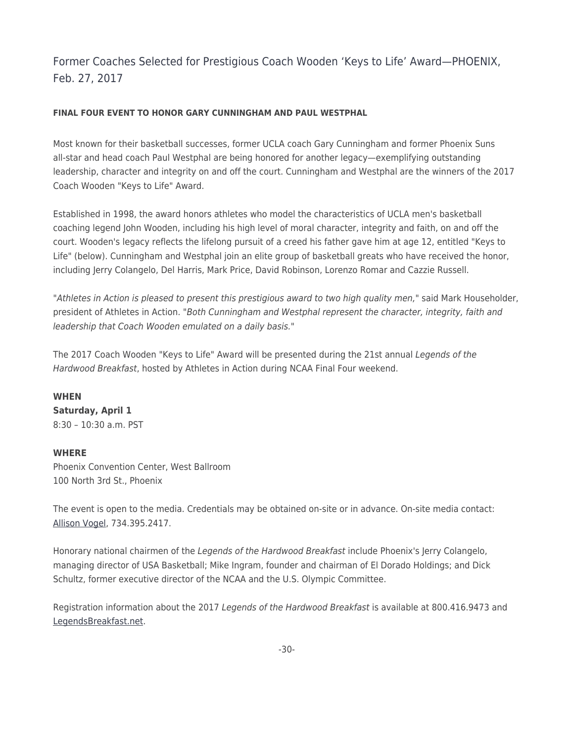# Former Coaches Selected for Prestigious Coach Wooden 'Keys to Life' Award—PHOENIX, Feb. 27, 2017

**FINAL FOUR EVENT TO HONOR GARY CUNNINGHAM AND PAUL WESTPHAL**

Most known for their basketball successes, former UCLA coach Gary Cunningham and former Phoenix Suns all-star and head coach Paul Westphal are being honored for another legacy—exemplifying outstanding leadership, character and integrity on and off the court. Cunningham and Westphal are the winners of the 2017 Coach Wooden "Keys to Life" Award.

Established in 1998, the award honors athletes who model the characteristics of UCLA men's basketball coaching legend John Wooden, including his high level of moral character, integrity and faith, on and off the court. Wooden's legacy reflects the lifelong pursuit of a creed his father gave him at age 12, entitled "Keys to Life" (below). Cunningham and Westphal join an elite group of basketball greats who have received the honor, including Jerry Colangelo, Del Harris, Mark Price, David Robinson, Lorenzo Romar and Cazzie Russell.

"*Athletes in Action is pleased to present this prestigious award to two high quality men,*" said Mark Householder, president of Athletes in Action. "*Both Cunningham and Westphal represent the character, integrity, faith and leadership that Coach Wooden emulated on a daily basis.*"

The 2017 Coach Wooden "Keys to Life" Award will be presented during the 21st annual *Legends of the Hardwood Breakfast*, hosted by Athletes in Action during NCAA Final Four weekend.

**WHEN**
**Saturday, April 1**
8:30 – 10:30 a.m. PST

**WHERE**
Phoenix Convention Center, West Ballroom
100 North 3rd St., Phoenix

The event is open to the media. Credentials may be obtained on-site or in advance. On-site media contact: Allison Vogel, 734.395.2417.

Honorary national chairmen of the *Legends of the Hardwood Breakfast* include Phoenix's Jerry Colangelo, managing director of USA Basketball; Mike Ingram, founder and chairman of El Dorado Holdings; and Dick Schultz, former executive director of the NCAA and the U.S. Olympic Committee.

Registration information about the 2017 *Legends of the Hardwood Breakfast* is available at 800.416.9473 and LegendsBreakfast.net.

-30-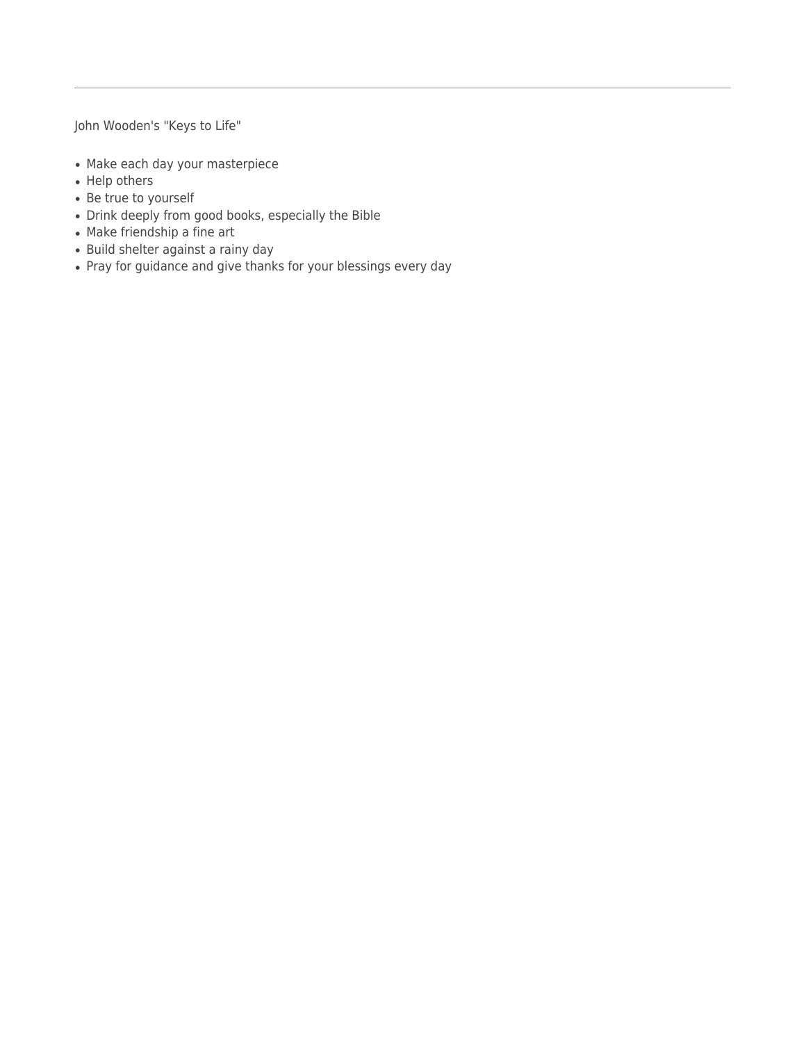---

John Wooden's "Keys to Life"

- Make each day your masterpiece
- Help others
- Be true to yourself
- Drink deeply from good books, especially the Bible
- Make friendship a fine art
- Build shelter against a rainy day
- Pray for guidance and give thanks for your blessings every day